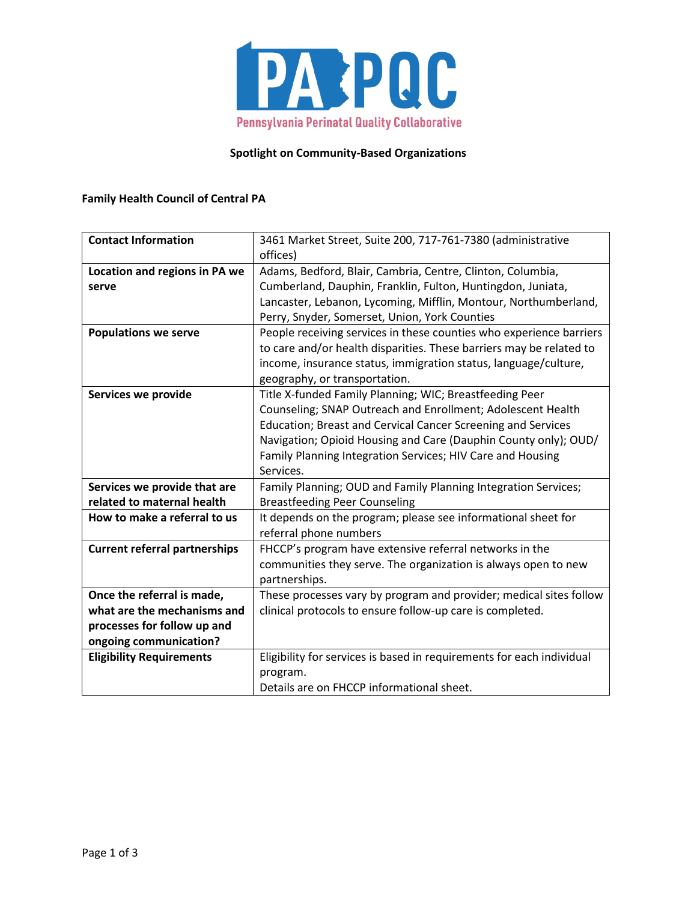# PA PQC

Pennsylvania Perinatal Quality Collaborative

## Spotlight on Community-Based Organizations

### Family Health Council of Central PA

| **Contact Information** | 3461 Market Street, Suite 200, 717-761-7380 (administrative offices) |
|---|---|
| **Location and regions in PA we serve** | Adams, Bedford, Blair, Cambria, Centre, Clinton, Columbia, Cumberland, Dauphin, Franklin, Fulton, Huntingdon, Juniata, Lancaster, Lebanon, Lycoming, Mifflin, Montour, Northumberland, Perry, Snyder, Somerset, Union, York Counties |
| **Populations we serve** | People receiving services in these counties who experience barriers to care and/or health disparities. These barriers may be related to income, insurance status, immigration status, language/culture, geography, or transportation. |
| **Services we provide** | Title X-funded Family Planning; WIC; Breastfeeding Peer Counseling; SNAP Outreach and Enrollment; Adolescent Health Education; Breast and Cervical Cancer Screening and Services Navigation; Opioid Housing and Care (Dauphin County only); OUD/ Family Planning Integration Services; HIV Care and Housing Services. |
| **Services we provide that are related to maternal health** | Family Planning; OUD and Family Planning Integration Services; Breastfeeding Peer Counseling |
| **How to make a referral to us** | It depends on the program; please see informational sheet for referral phone numbers |
| **Current referral partnerships** | FHCCP's program have extensive referral networks in the communities they serve. The organization is always open to new partnerships. |
| **Once the referral is made, what are the mechanisms and processes for follow up and ongoing communication?** | These processes vary by program and provider; medical sites follow clinical protocols to ensure follow-up care is completed. |
| **Eligibility Requirements** | Eligibility for services is based in requirements for each individual program.<br>Details are on FHCCP informational sheet. |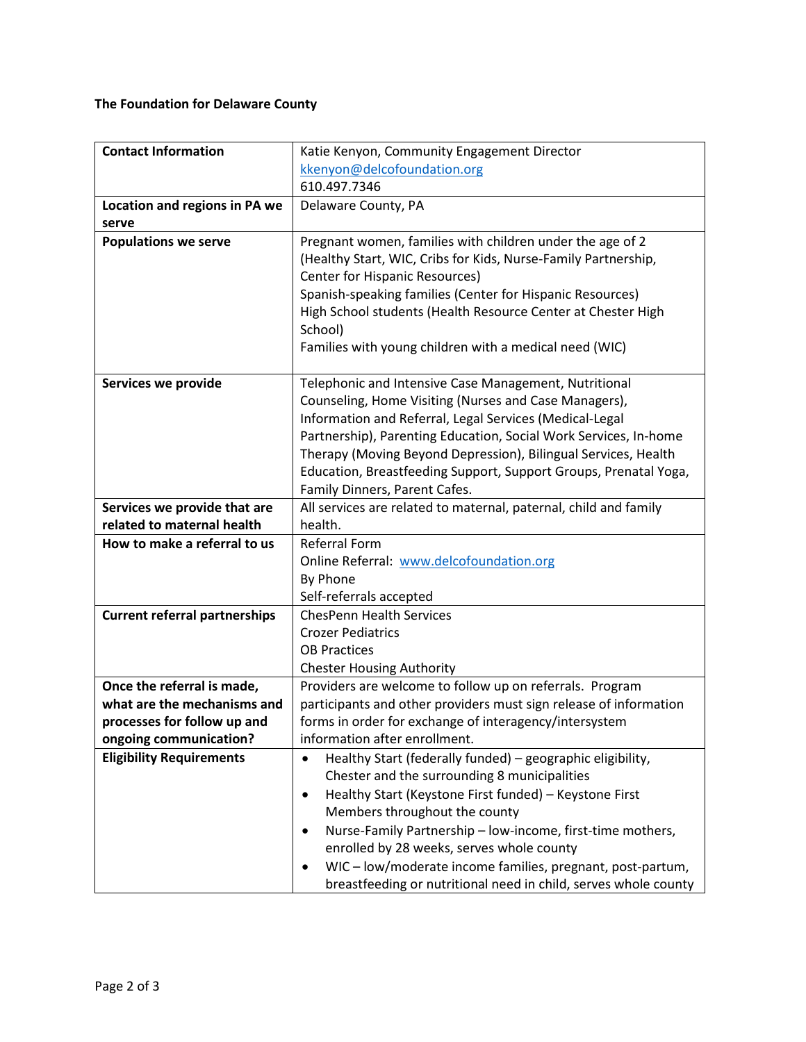**The Foundation for Delaware County**

| **Contact Information** | Katie Kenyon, Community Engagement Director<br>kkenyon@delcofoundation.org<br>610.497.7346 |
|---|---|
| **Location and regions in PA we serve** | Delaware County, PA |
| **Populations we serve** | Pregnant women, families with children under the age of 2 (Healthy Start, WIC, Cribs for Kids, Nurse-Family Partnership, Center for Hispanic Resources)<br>Spanish-speaking families (Center for Hispanic Resources)<br>High School students (Health Resource Center at Chester High School)<br>Families with young children with a medical need (WIC) |
| **Services we provide** | Telephonic and Intensive Case Management, Nutritional Counseling, Home Visiting (Nurses and Case Managers), Information and Referral, Legal Services (Medical-Legal Partnership), Parenting Education, Social Work Services, In-home Therapy (Moving Beyond Depression), Bilingual Services, Health Education, Breastfeeding Support, Support Groups, Prenatal Yoga, Family Dinners, Parent Cafes. |
| **Services we provide that are related to maternal health** | All services are related to maternal, paternal, child and family health. |
| **How to make a referral to us** | Referral Form<br>Online Referral: www.delcofoundation.org<br>By Phone<br>Self-referrals accepted |
| **Current referral partnerships** | ChesPenn Health Services<br>Crozer Pediatrics<br>OB Practices<br>Chester Housing Authority |
| **Once the referral is made, what are the mechanisms and processes for follow up and ongoing communication?** | Providers are welcome to follow up on referrals. Program participants and other providers must sign release of information forms in order for exchange of interagency/intersystem information after enrollment. |
| **Eligibility Requirements** | • Healthy Start (federally funded) – geographic eligibility, Chester and the surrounding 8 municipalities<br>• Healthy Start (Keystone First funded) – Keystone First Members throughout the county<br>• Nurse-Family Partnership – low-income, first-time mothers, enrolled by 28 weeks, serves whole county<br>• WIC – low/moderate income families, pregnant, post-partum, breastfeeding or nutritional need in child, serves whole county |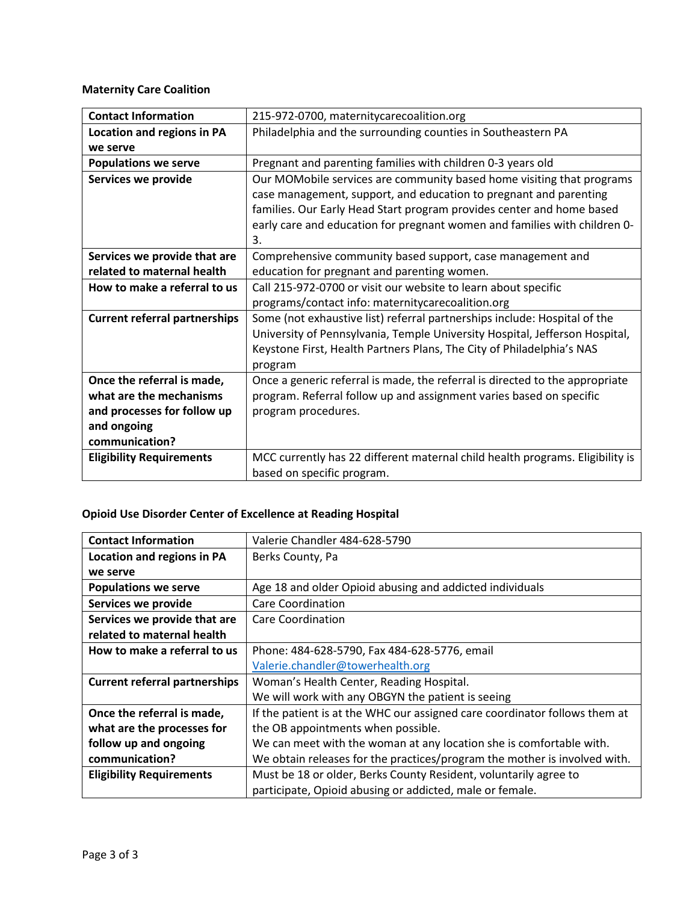**Maternity Care Coalition**

| | |
|---|---|
| **Contact Information** | 215-972-0700, maternitycarecoalition.org |
| **Location and regions in PA we serve** | Philadelphia and the surrounding counties in Southeastern PA |
| **Populations we serve** | Pregnant and parenting families with children 0-3 years old |
| **Services we provide** | Our MOMobile services are community based home visiting that programs case management, support, and education to pregnant and parenting families. Our Early Head Start program provides center and home based early care and education for pregnant women and families with children 0-3. |
| **Services we provide that are related to maternal health** | Comprehensive community based support, case management and education for pregnant and parenting women. |
| **How to make a referral to us** | Call 215-972-0700 or visit our website to learn about specific programs/contact info: maternitycarecoalition.org |
| **Current referral partnerships** | Some (not exhaustive list) referral partnerships include: Hospital of the University of Pennsylvania, Temple University Hospital, Jefferson Hospital, Keystone First, Health Partners Plans, The City of Philadelphia's NAS program |
| **Once the referral is made, what are the mechanisms and processes for follow up and ongoing communication?** | Once a generic referral is made, the referral is directed to the appropriate program. Referral follow up and assignment varies based on specific program procedures. |
| **Eligibility Requirements** | MCC currently has 22 different maternal child health programs. Eligibility is based on specific program. |

**Opioid Use Disorder Center of Excellence at Reading Hospital**

| | |
|---|---|
| **Contact Information** | Valerie Chandler 484-628-5790 |
| **Location and regions in PA we serve** | Berks County, Pa |
| **Populations we serve** | Age 18 and older Opioid abusing and addicted individuals |
| **Services we provide** | Care Coordination |
| **Services we provide that are related to maternal health** | Care Coordination |
| **How to make a referral to us** | Phone: 484-628-5790, Fax 484-628-5776, email Valerie.chandler@towerhealth.org |
| **Current referral partnerships** | Woman's Health Center, Reading Hospital.<br>We will work with any OBGYN the patient is seeing |
| **Once the referral is made, what are the processes for follow up and ongoing communication?** | If the patient is at the WHC our assigned care coordinator follows them at the OB appointments when possible.<br>We can meet with the woman at any location she is comfortable with.<br>We obtain releases for the practices/program the mother is involved with. |
| **Eligibility Requirements** | Must be 18 or older, Berks County Resident, voluntarily agree to participate, Opioid abusing or addicted, male or female. |